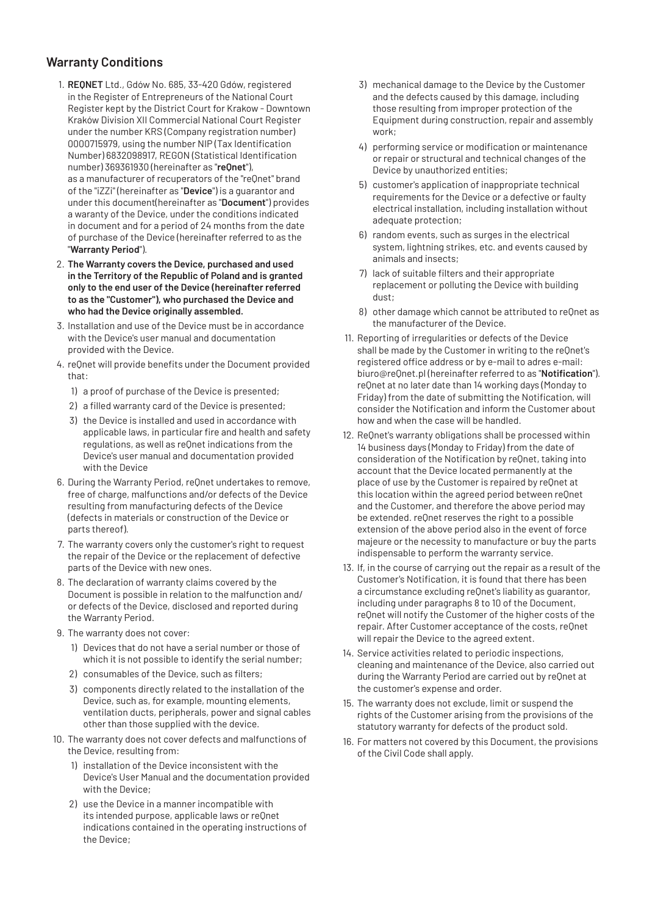## Warranty Conditions

1. **REQNET** Ltd., Gdów No. 685, 33-420 Gdów, registered in the Register of Entrepreneurs of the National Court Register kept by the District Court for Krakow - Downtown Kraków Division XII Commercial National Court Register under the number KRS (Company registration number) 0000715979, using the number NIP (Tax Identification Number) 6832098917, REGON (Statistical Identification number) 369361930 (hereinafter as "**reQnet**"), as a manufacturer of recuperators of the "reQnet" brand of the "iZZi" (hereinafter as "**Device**") is a guarantor and under this document(hereinafter as "**Document**") provides a waranty of the Device, under the conditions indicated in document and for a period of 24 months from the date of purchase of the Device (hereinafter referred to as the "**Warranty Period**").
2. **The Warranty covers the Device, purchased and used in the Territory of the Republic of Poland and is granted only to the end user of the Device (hereinafter referred to as the "Customer"), who purchased the Device and who had the Device originally assembled.**
3. Installation and use of the Device must be in accordance with the Device's user manual and documentation provided with the Device.
4. reQnet will provide benefits under the Document provided that:
   1) a proof of purchase of the Device is presented;
   2) a filled warranty card of the Device is presented;
   3) the Device is installed and used in accordance with applicable laws, in particular fire and health and safety regulations, as well as reQnet indications from the Device's user manual and documentation provided with the Device
6. During the Warranty Period, reQnet undertakes to remove, free of charge, malfunctions and/or defects of the Device resulting from manufacturing defects of the Device (defects in materials or construction of the Device or parts thereof).
7. The warranty covers only the customer's right to request the repair of the Device or the replacement of defective parts of the Device with new ones.
8. The declaration of warranty claims covered by the Document is possible in relation to the malfunction and/or defects of the Device, disclosed and reported during the Warranty Period.
9. The warranty does not cover:
   1) Devices that do not have a serial number or those of which it is not possible to identify the serial number;
   2) consumables of the Device, such as filters;
   3) components directly related to the installation of the Device, such as, for example, mounting elements, ventilation ducts, peripherals, power and signal cables other than those supplied with the device.
10. The warranty does not cover defects and malfunctions of the Device, resulting from:
    1) installation of the Device inconsistent with the Device's User Manual and the documentation provided with the Device;
    2) use the Device in a manner incompatible with its intended purpose, applicable laws or reQnet indications contained in the operating instructions of the Device;
    3) mechanical damage to the Device by the Customer and the defects caused by this damage, including those resulting from improper protection of the Equipment during construction, repair and assembly work;
    4) performing service or modification or maintenance or repair or structural and technical changes of the Device by unauthorized entities;
    5) customer's application of inappropriate technical requirements for the Device or a defective or faulty electrical installation, including installation without adequate protection;
    6) random events, such as surges in the electrical system, lightning strikes, etc. and events caused by animals and insects;
    7) lack of suitable filters and their appropriate replacement or polluting the Device with building dust;
    8) other damage which cannot be attributed to reQnet as the manufacturer of the Device.
11. Reporting of irregularities or defects of the Device shall be made by the Customer in writing to the reQnet's registered office address or by e-mail to adres e-mail: biuro@reQnet.pl (hereinafter referred to as "**Notification**"). reQnet at no later date than 14 working days (Monday to Friday) from the date of submitting the Notification, will consider the Notification and inform the Customer about how and when the case will be handled.
12. ReQnet's warranty obligations shall be processed within 14 business days (Monday to Friday) from the date of consideration of the Notification by reQnet, taking into account that the Device located permanently at the place of use by the Customer is repaired by reQnet at this location within the agreed period between reQnet and the Customer, and therefore the above period may be extended. reQnet reserves the right to a possible extension of the above period also in the event of force majeure or the necessity to manufacture or buy the parts indispensable to perform the warranty service.
13. If, in the course of carrying out the repair as a result of the Customer's Notification, it is found that there has been a circumstance excluding reQnet's liability as guarantor, including under paragraphs 8 to 10 of the Document, reQnet will notify the Customer of the higher costs of the repair. After Customer acceptance of the costs, reQnet will repair the Device to the agreed extent.
14. Service activities related to periodic inspections, cleaning and maintenance of the Device, also carried out during the Warranty Period are carried out by reQnet at the customer's expense and order.
15. The warranty does not exclude, limit or suspend the rights of the Customer arising from the provisions of the statutory warranty for defects of the product sold.
16. For matters not covered by this Document, the provisions of the Civil Code shall apply.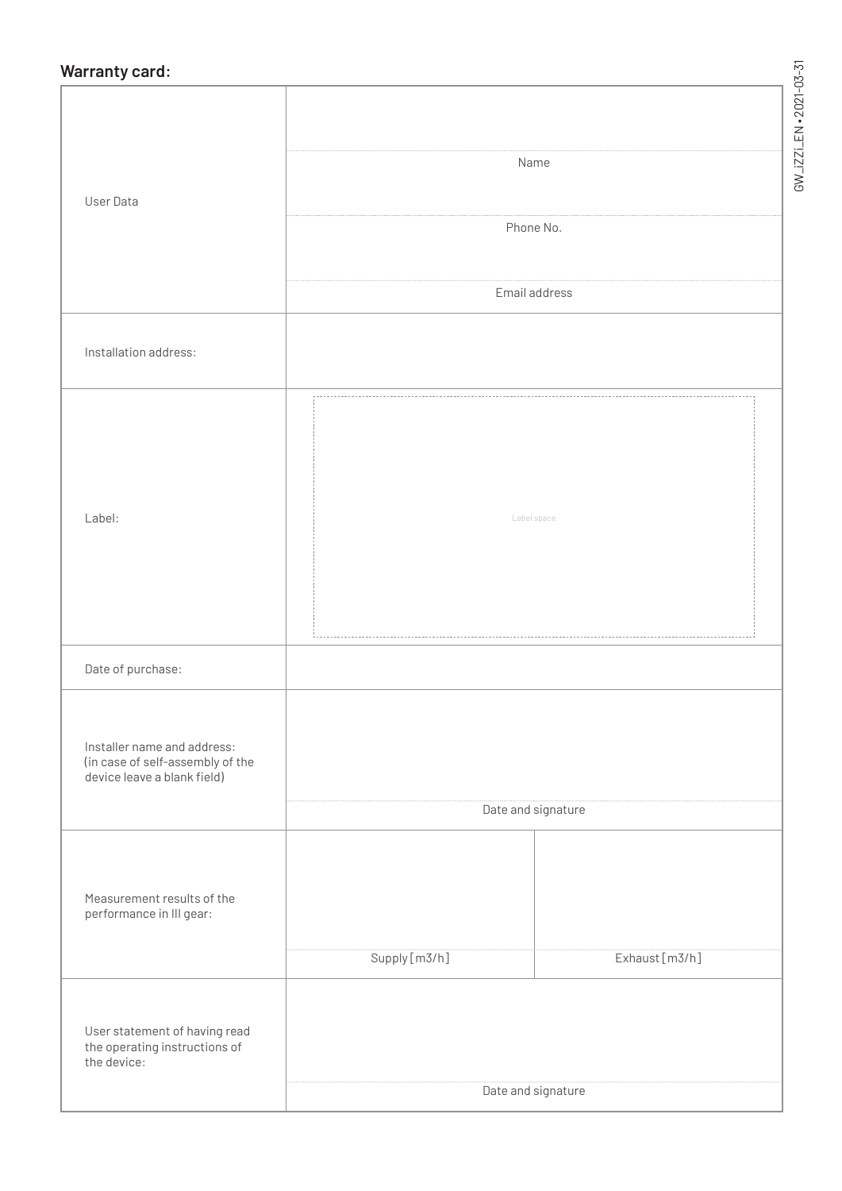**Warranty card:**

| | | |
|---|---|---|
| User Data | Name | |
| | Phone No. | |
| | Email address | |
| Installation address: | | |
| Label: | Label space | |
| Date of purchase: | | |
| Installer name and address: (in case of self-assembly of the device leave a blank field) | Date and signature | |
| Measurement results of the performance in III gear: | Supply [m3/h] | Exhaust [m3/h] |
| User statement of having read the operating instructions of the device: | Date and signature | |